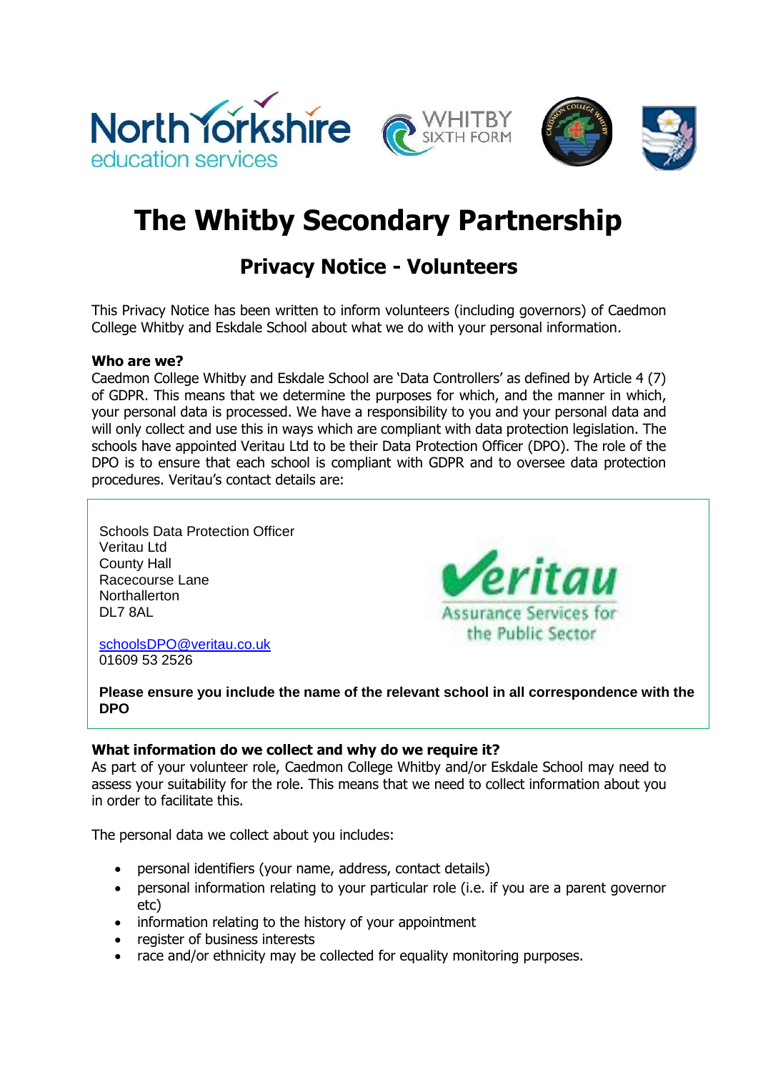# The Whitby Secondary Partnership

## Privacy Notice - Volunteers

This Privacy Notice has been written to inform volunteers (including governors) of Caedmon College Whitby and Eskdale School about what we do with your personal information.

**Who are we?**

Caedmon College Whitby and Eskdale School are 'Data Controllers' as defined by Article 4 (7) of GDPR. This means that we determine the purposes for which, and the manner in which, your personal data is processed. We have a responsibility to you and your personal data and will only collect and use this in ways which are compliant with data protection legislation. The schools have appointed Veritau Ltd to be their Data Protection Officer (DPO). The role of the DPO is to ensure that each school is compliant with GDPR and to oversee data protection procedures. Veritau's contact details are:

Schools Data Protection Officer
Veritau Ltd
County Hall
Racecourse Lane
Northallerton
DL7 8AL

schoolsDPO@veritau.co.uk
01609 53 2526

**Please ensure you include the name of the relevant school in all correspondence with the DPO**

**What information do we collect and why do we require it?**

As part of your volunteer role, Caedmon College Whitby and/or Eskdale School may need to assess your suitability for the role. This means that we need to collect information about you in order to facilitate this.

The personal data we collect about you includes:

- personal identifiers (your name, address, contact details)
- personal information relating to your particular role (i.e. if you are a parent governor etc)
- information relating to the history of your appointment
- register of business interests
- race and/or ethnicity may be collected for equality monitoring purposes.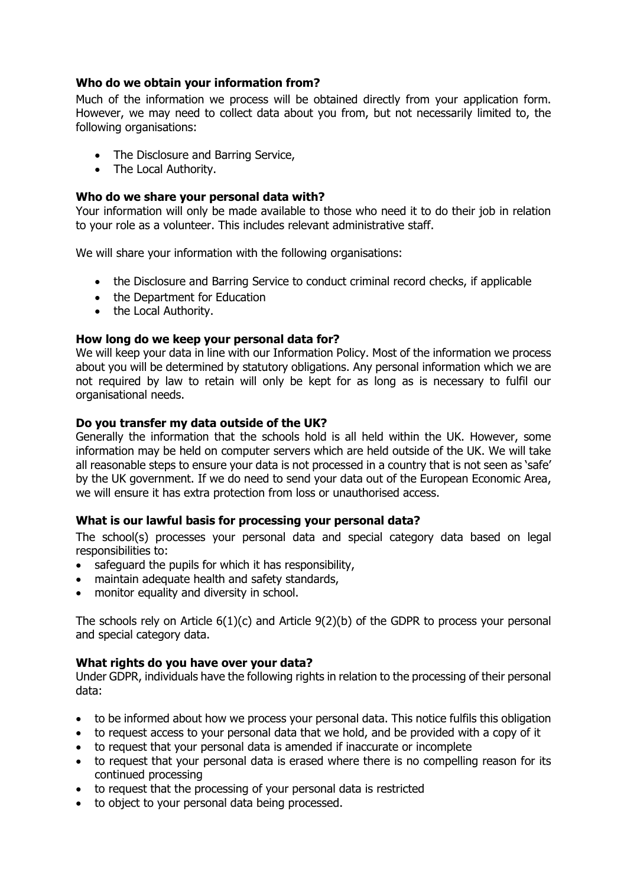**Who do we obtain your information from?**

Much of the information we process will be obtained directly from your application form. However, we may need to collect data about you from, but not necessarily limited to, the following organisations:

- The Disclosure and Barring Service,
- The Local Authority.

**Who do we share your personal data with?**

Your information will only be made available to those who need it to do their job in relation to your role as a volunteer. This includes relevant administrative staff.

We will share your information with the following organisations:

- the Disclosure and Barring Service to conduct criminal record checks, if applicable
- the Department for Education
- the Local Authority.

**How long do we keep your personal data for?**

We will keep your data in line with our Information Policy. Most of the information we process about you will be determined by statutory obligations. Any personal information which we are not required by law to retain will only be kept for as long as is necessary to fulfil our organisational needs.

**Do you transfer my data outside of the UK?**

Generally the information that the schools hold is all held within the UK. However, some information may be held on computer servers which are held outside of the UK. We will take all reasonable steps to ensure your data is not processed in a country that is not seen as 'safe' by the UK government. If we do need to send your data out of the European Economic Area, we will ensure it has extra protection from loss or unauthorised access.

**What is our lawful basis for processing your personal data?**

The school(s) processes your personal data and special category data based on legal responsibilities to:

- safeguard the pupils for which it has responsibility,
- maintain adequate health and safety standards,
- monitor equality and diversity in school.

The schools rely on Article 6(1)(c) and Article 9(2)(b) of the GDPR to process your personal and special category data.

**What rights do you have over your data?**

Under GDPR, individuals have the following rights in relation to the processing of their personal data:

- to be informed about how we process your personal data. This notice fulfils this obligation
- to request access to your personal data that we hold, and be provided with a copy of it
- to request that your personal data is amended if inaccurate or incomplete
- to request that your personal data is erased where there is no compelling reason for its continued processing
- to request that the processing of your personal data is restricted
- to object to your personal data being processed.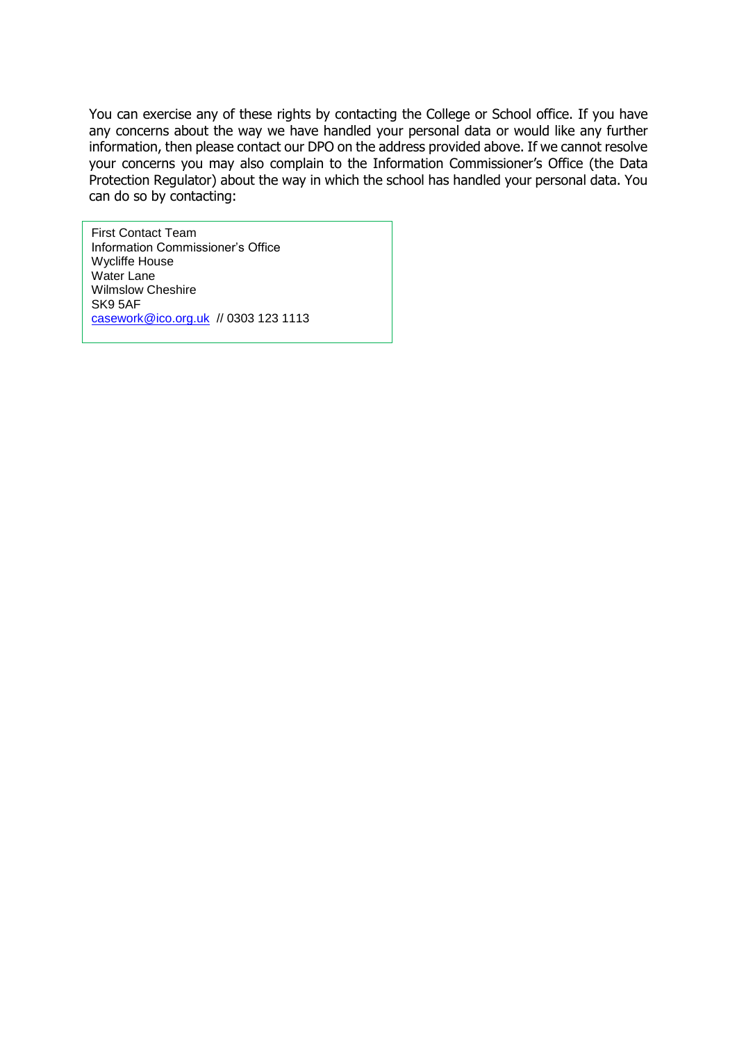You can exercise any of these rights by contacting the College or School office. If you have any concerns about the way we have handled your personal data or would like any further information, then please contact our DPO on the address provided above. If we cannot resolve your concerns you may also complain to the Information Commissioner's Office (the Data Protection Regulator) about the way in which the school has handled your personal data. You can do so by contacting:

First Contact Team  
Information Commissioner's Office  
Wycliffe House  
Water Lane  
Wilmslow Cheshire  
SK9 5AF  
casework@ico.org.uk // 0303 123 1113